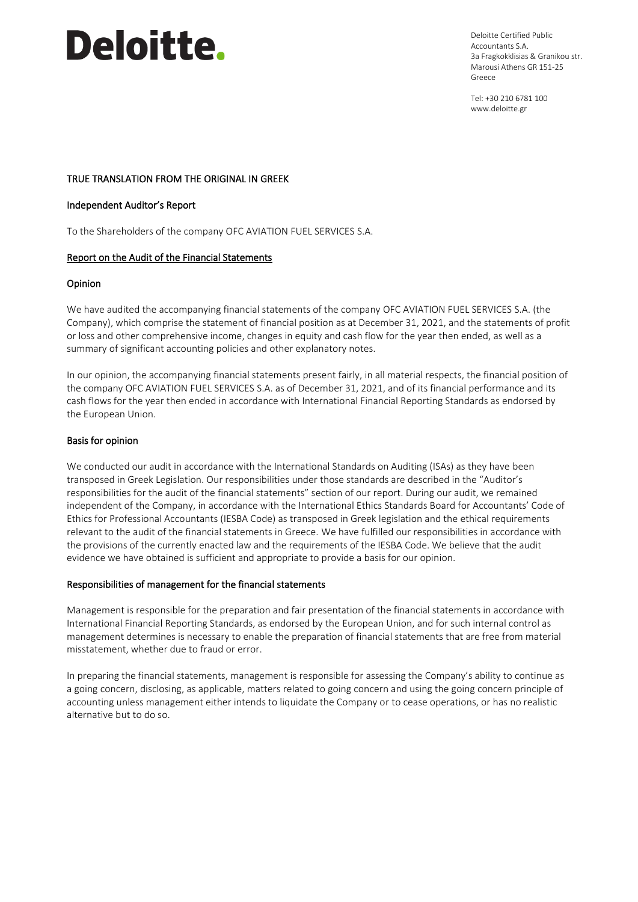# Deloitte.

Deloitte Certified Public Accountants S.A.
3a Fragkokklisias & Granikou str.
Marousi Athens GR 151-25
Greece

Tel: +30 210 6781 100
www.deloitte.gr

TRUE TRANSLATION FROM THE ORIGINAL IN GREEK

## Independent Auditor's Report

To the Shareholders of the company OFC AVIATION FUEL SERVICES S.A.

## Report on the Audit of the Financial Statements

### Opinion

We have audited the accompanying financial statements of the company OFC AVIATION FUEL SERVICES S.A. (the Company), which comprise the statement of financial position as at December 31, 2021, and the statements of profit or loss and other comprehensive income, changes in equity and cash flow for the year then ended, as well as a summary of significant accounting policies and other explanatory notes.

In our opinion, the accompanying financial statements present fairly, in all material respects, the financial position of the company OFC AVIATION FUEL SERVICES S.A. as of December 31, 2021, and of its financial performance and its cash flows for the year then ended in accordance with International Financial Reporting Standards as endorsed by the European Union.

### Basis for opinion

We conducted our audit in accordance with the International Standards on Auditing (ISAs) as they have been transposed in Greek Legislation. Our responsibilities under those standards are described in the "Auditor's responsibilities for the audit of the financial statements" section of our report. During our audit, we remained independent of the Company, in accordance with the International Ethics Standards Board for Accountants' Code of Ethics for Professional Accountants (IESBA Code) as transposed in Greek legislation and the ethical requirements relevant to the audit of the financial statements in Greece. We have fulfilled our responsibilities in accordance with the provisions of the currently enacted law and the requirements of the IESBA Code. We believe that the audit evidence we have obtained is sufficient and appropriate to provide a basis for our opinion.

### Responsibilities of management for the financial statements

Management is responsible for the preparation and fair presentation of the financial statements in accordance with International Financial Reporting Standards, as endorsed by the European Union, and for such internal control as management determines is necessary to enable the preparation of financial statements that are free from material misstatement, whether due to fraud or error.

In preparing the financial statements, management is responsible for assessing the Company's ability to continue as a going concern, disclosing, as applicable, matters related to going concern and using the going concern principle of accounting unless management either intends to liquidate the Company or to cease operations, or has no realistic alternative but to do so.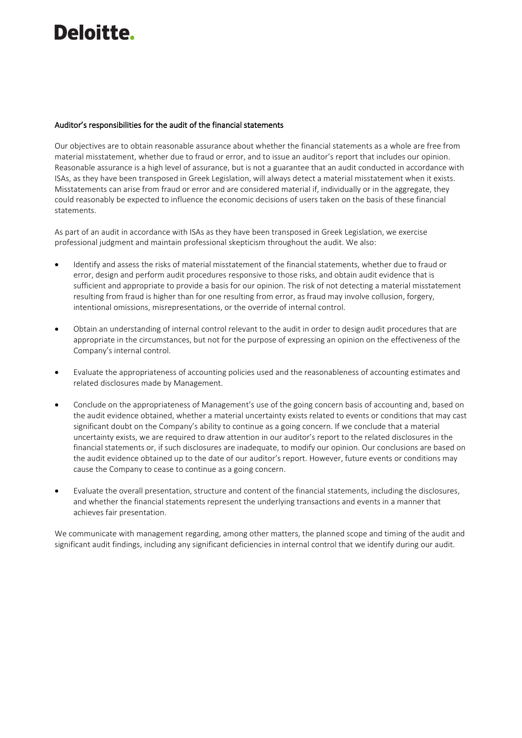#### Auditor's responsibilities for the audit of the financial statements

Our objectives are to obtain reasonable assurance about whether the financial statements as a whole are free from material misstatement, whether due to fraud or error, and to issue an auditor's report that includes our opinion. Reasonable assurance is a high level of assurance, but is not a guarantee that an audit conducted in accordance with ISAs, as they have been transposed in Greek Legislation, will always detect a material misstatement when it exists. Misstatements can arise from fraud or error and are considered material if, individually or in the aggregate, they could reasonably be expected to influence the economic decisions of users taken on the basis of these financial statements.

As part of an audit in accordance with ISAs as they have been transposed in Greek Legislation, we exercise professional judgment and maintain professional skepticism throughout the audit. We also:

- Identify and assess the risks of material misstatement of the financial statements, whether due to fraud or error, design and perform audit procedures responsive to those risks, and obtain audit evidence that is sufficient and appropriate to provide a basis for our opinion. The risk of not detecting a material misstatement resulting from fraud is higher than for one resulting from error, as fraud may involve collusion, forgery, intentional omissions, misrepresentations, or the override of internal control.

- Obtain an understanding of internal control relevant to the audit in order to design audit procedures that are appropriate in the circumstances, but not for the purpose of expressing an opinion on the effectiveness of the Company's internal control.

- Evaluate the appropriateness of accounting policies used and the reasonableness of accounting estimates and related disclosures made by Management.

- Conclude on the appropriateness of Management's use of the going concern basis of accounting and, based on the audit evidence obtained, whether a material uncertainty exists related to events or conditions that may cast significant doubt on the Company's ability to continue as a going concern. If we conclude that a material uncertainty exists, we are required to draw attention in our auditor's report to the related disclosures in the financial statements or, if such disclosures are inadequate, to modify our opinion. Our conclusions are based on the audit evidence obtained up to the date of our auditor's report. However, future events or conditions may cause the Company to cease to continue as a going concern.

- Evaluate the overall presentation, structure and content of the financial statements, including the disclosures, and whether the financial statements represent the underlying transactions and events in a manner that achieves fair presentation.

We communicate with management regarding, among other matters, the planned scope and timing of the audit and significant audit findings, including any significant deficiencies in internal control that we identify during our audit.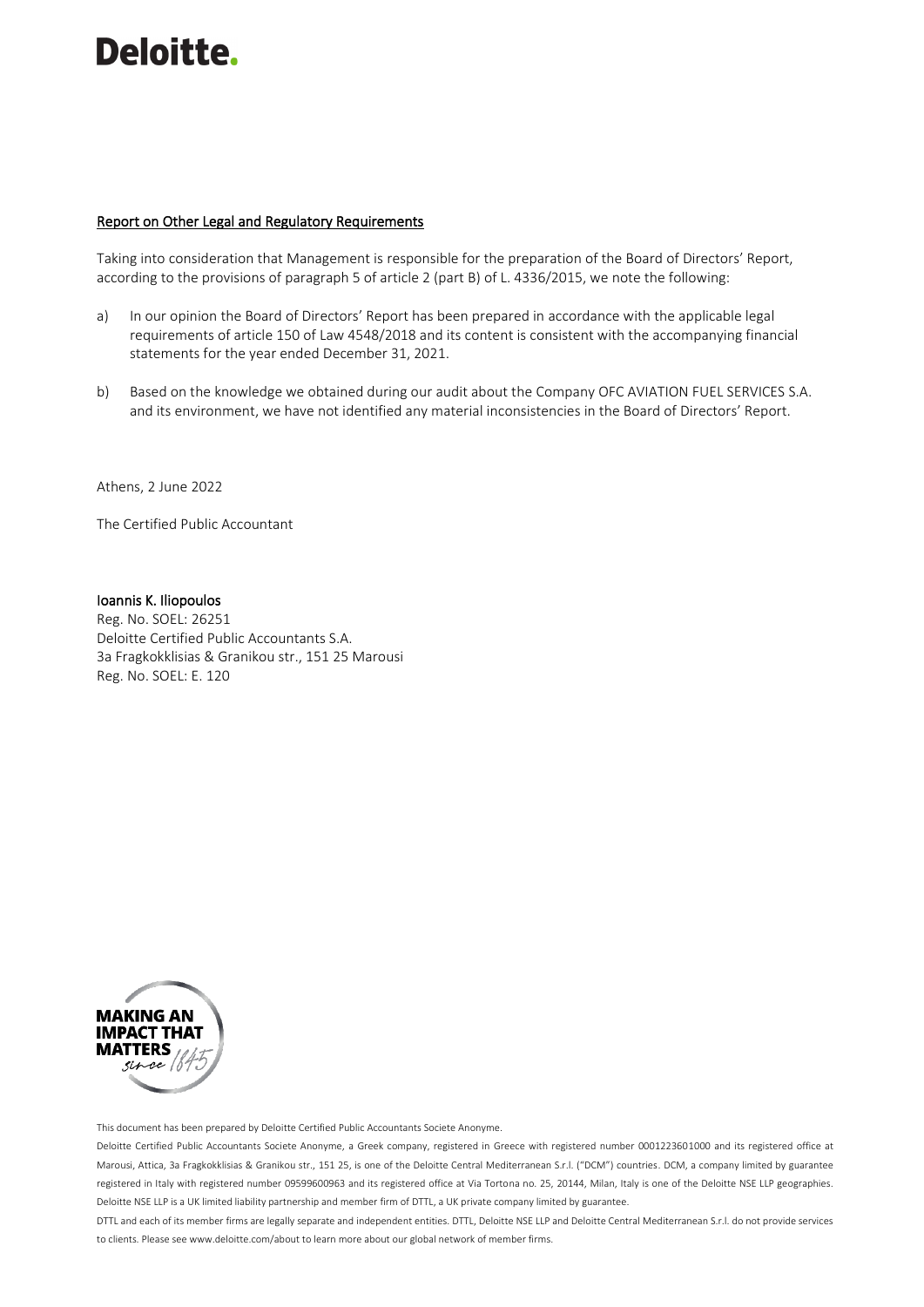Deloitte.

## Report on Other Legal and Regulatory Requirements

Taking into consideration that Management is responsible for the preparation of the Board of Directors' Report, according to the provisions of paragraph 5 of article 2 (part B) of L. 4336/2015, we note the following:

a) In our opinion the Board of Directors' Report has been prepared in accordance with the applicable legal requirements of article 150 of Law 4548/2018 and its content is consistent with the accompanying financial statements for the year ended December 31, 2021.

b) Based on the knowledge we obtained during our audit about the Company OFC AVIATION FUEL SERVICES S.A. and its environment, we have not identified any material inconsistencies in the Board of Directors' Report.

Athens, 2 June 2022

The Certified Public Accountant

**Ioannis K. Iliopoulos**
Reg. No. SOEL: 26251
Deloitte Certified Public Accountants S.A.
3a Fragkokklisias & Granikou str., 151 25 Marousi
Reg. No. SOEL: E. 120

MAKING AN IMPACT THAT MATTERS since 1845

This document has been prepared by Deloitte Certified Public Accountants Societe Anonyme.

Deloitte Certified Public Accountants Societe Anonyme, a Greek company, registered in Greece with registered number 0001223601000 and its registered office at Marousi, Attica, 3a Fragkokklisias & Granikou str., 151 25, is one of the Deloitte Central Mediterranean S.r.l. ("DCM") countries. DCM, a company limited by guarantee registered in Italy with registered number 09599600963 and its registered office at Via Tortona no. 25, 20144, Milan, Italy is one of the Deloitte NSE LLP geographies. Deloitte NSE LLP is a UK limited liability partnership and member firm of DTTL, a UK private company limited by guarantee.

DTTL and each of its member firms are legally separate and independent entities. DTTL, Deloitte NSE LLP and Deloitte Central Mediterranean S.r.l. do not provide services to clients. Please see www.deloitte.com/about to learn more about our global network of member firms.